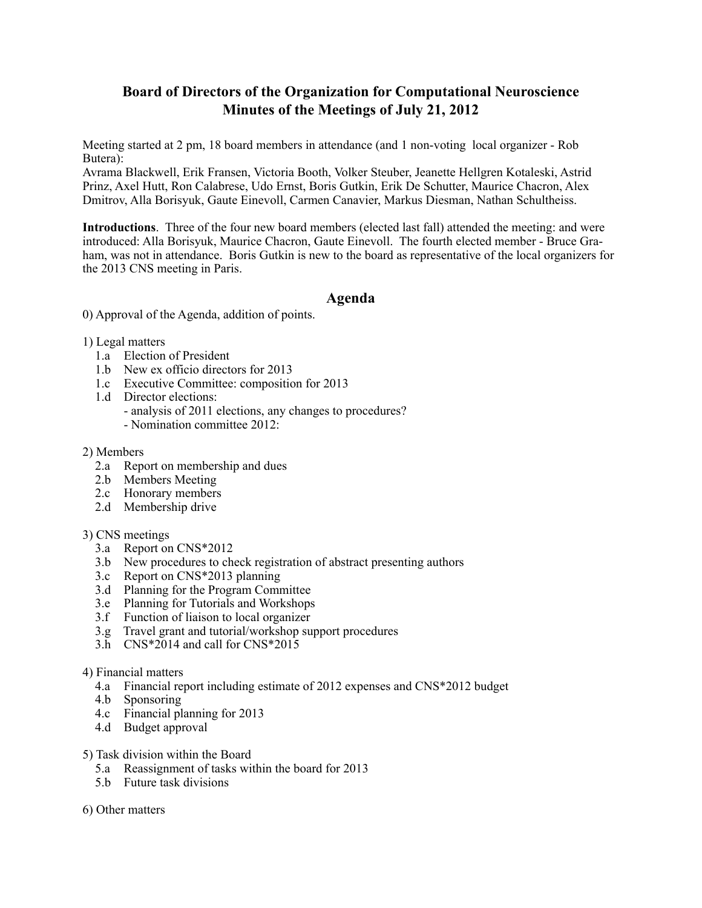# Board of Directors of the Organization for Computational Neuroscience
# Minutes of the Meetings of July 21, 2012

Meeting started at 2 pm, 18 board members in attendance (and 1 non-voting local organizer - Rob Butera):
Avrama Blackwell, Erik Fransen, Victoria Booth, Volker Steuber, Jeanette Hellgren Kotaleski, Astrid Prinz, Axel Hutt, Ron Calabrese, Udo Ernst, Boris Gutkin, Erik De Schutter, Maurice Chacron, Alex Dmitrov, Alla Borisyuk, Gaute Einevoll, Carmen Canavier, Markus Diesman, Nathan Schultheiss.

**Introductions**. Three of the four new board members (elected last fall) attended the meeting: and were introduced: Alla Borisyuk, Maurice Chacron, Gaute Einevoll. The fourth elected member - Bruce Graham, was not in attendance. Boris Gutkin is new to the board as representative of the local organizers for the 2013 CNS meeting in Paris.

## Agenda

0) Approval of the Agenda, addition of points.

1) Legal matters
   - 1.a Election of President
   - 1.b New ex officio directors for 2013
   - 1.c Executive Committee: composition for 2013
   - 1.d Director elections:
     - analysis of 2011 elections, any changes to procedures?
     - Nomination committee 2012:

2) Members
   - 2.a Report on membership and dues
   - 2.b Members Meeting
   - 2.c Honorary members
   - 2.d Membership drive

3) CNS meetings
   - 3.a Report on CNS*2012
   - 3.b New procedures to check registration of abstract presenting authors
   - 3.c Report on CNS*2013 planning
   - 3.d Planning for the Program Committee
   - 3.e Planning for Tutorials and Workshops
   - 3.f Function of liaison to local organizer
   - 3.g Travel grant and tutorial/workshop support procedures
   - 3.h CNS*2014 and call for CNS*2015

4) Financial matters
   - 4.a Financial report including estimate of 2012 expenses and CNS*2012 budget
   - 4.b Sponsoring
   - 4.c Financial planning for 2013
   - 4.d Budget approval

5) Task division within the Board
   - 5.a Reassignment of tasks within the board for 2013
   - 5.b Future task divisions

6) Other matters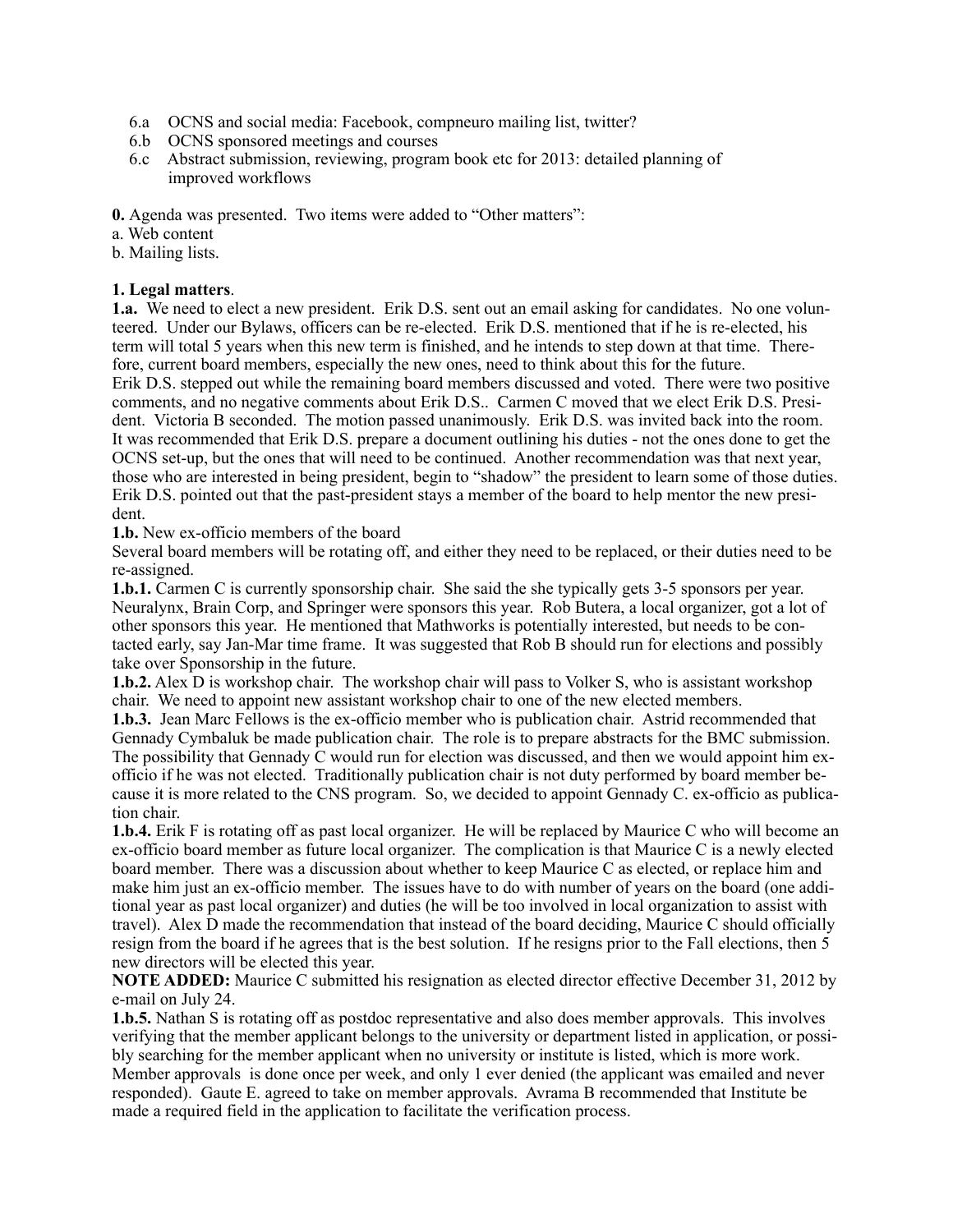6.a OCNS and social media: Facebook, compneuro mailing list, twitter?
6.b OCNS sponsored meetings and courses
6.c Abstract submission, reviewing, program book etc for 2013: detailed planning of improved workflows

**0.** Agenda was presented. Two items were added to "Other matters":
a. Web content
b. Mailing lists.

**1. Legal matters**.

**1.a.** We need to elect a new president. Erik D.S. sent out an email asking for candidates. No one volunteered. Under our Bylaws, officers can be re-elected. Erik D.S. mentioned that if he is re-elected, his term will total 5 years when this new term is finished, and he intends to step down at that time. Therefore, current board members, especially the new ones, need to think about this for the future.
Erik D.S. stepped out while the remaining board members discussed and voted. There were two positive comments, and no negative comments about Erik D.S.. Carmen C moved that we elect Erik D.S. President. Victoria B seconded. The motion passed unanimously. Erik D.S. was invited back into the room. It was recommended that Erik D.S. prepare a document outlining his duties - not the ones done to get the OCNS set-up, but the ones that will need to be continued. Another recommendation was that next year, those who are interested in being president, begin to "shadow" the president to learn some of those duties. Erik D.S. pointed out that the past-president stays a member of the board to help mentor the new president.

**1.b.** New ex-officio members of the board
Several board members will be rotating off, and either they need to be replaced, or their duties need to be re-assigned.

**1.b.1.** Carmen C is currently sponsorship chair. She said the she typically gets 3-5 sponsors per year. Neuralynx, Brain Corp, and Springer were sponsors this year. Rob Butera, a local organizer, got a lot of other sponsors this year. He mentioned that Mathworks is potentially interested, but needs to be contacted early, say Jan-Mar time frame. It was suggested that Rob B should run for elections and possibly take over Sponsorship in the future.

**1.b.2.** Alex D is workshop chair. The workshop chair will pass to Volker S, who is assistant workshop chair. We need to appoint new assistant workshop chair to one of the new elected members.

**1.b.3.** Jean Marc Fellows is the ex-officio member who is publication chair. Astrid recommended that Gennady Cymbaluk be made publication chair. The role is to prepare abstracts for the BMC submission. The possibility that Gennady C would run for election was discussed, and then we would appoint him ex-officio if he was not elected. Traditionally publication chair is not duty performed by board member because it is more related to the CNS program. So, we decided to appoint Gennady C. ex-officio as publication chair.

**1.b.4.** Erik F is rotating off as past local organizer. He will be replaced by Maurice C who will become an ex-officio board member as future local organizer. The complication is that Maurice C is a newly elected board member. There was a discussion about whether to keep Maurice C as elected, or replace him and make him just an ex-officio member. The issues have to do with number of years on the board (one additional year as past local organizer) and duties (he will be too involved in local organization to assist with travel). Alex D made the recommendation that instead of the board deciding, Maurice C should officially resign from the board if he agrees that is the best solution. If he resigns prior to the Fall elections, then 5 new directors will be elected this year.

**NOTE ADDED:** Maurice C submitted his resignation as elected director effective December 31, 2012 by e-mail on July 24.

**1.b.5.** Nathan S is rotating off as postdoc representative and also does member approvals. This involves verifying that the member applicant belongs to the university or department listed in application, or possibly searching for the member applicant when no university or institute is listed, which is more work. Member approvals is done once per week, and only 1 ever denied (the applicant was emailed and never responded). Gaute E. agreed to take on member approvals. Avrama B recommended that Institute be made a required field in the application to facilitate the verification process.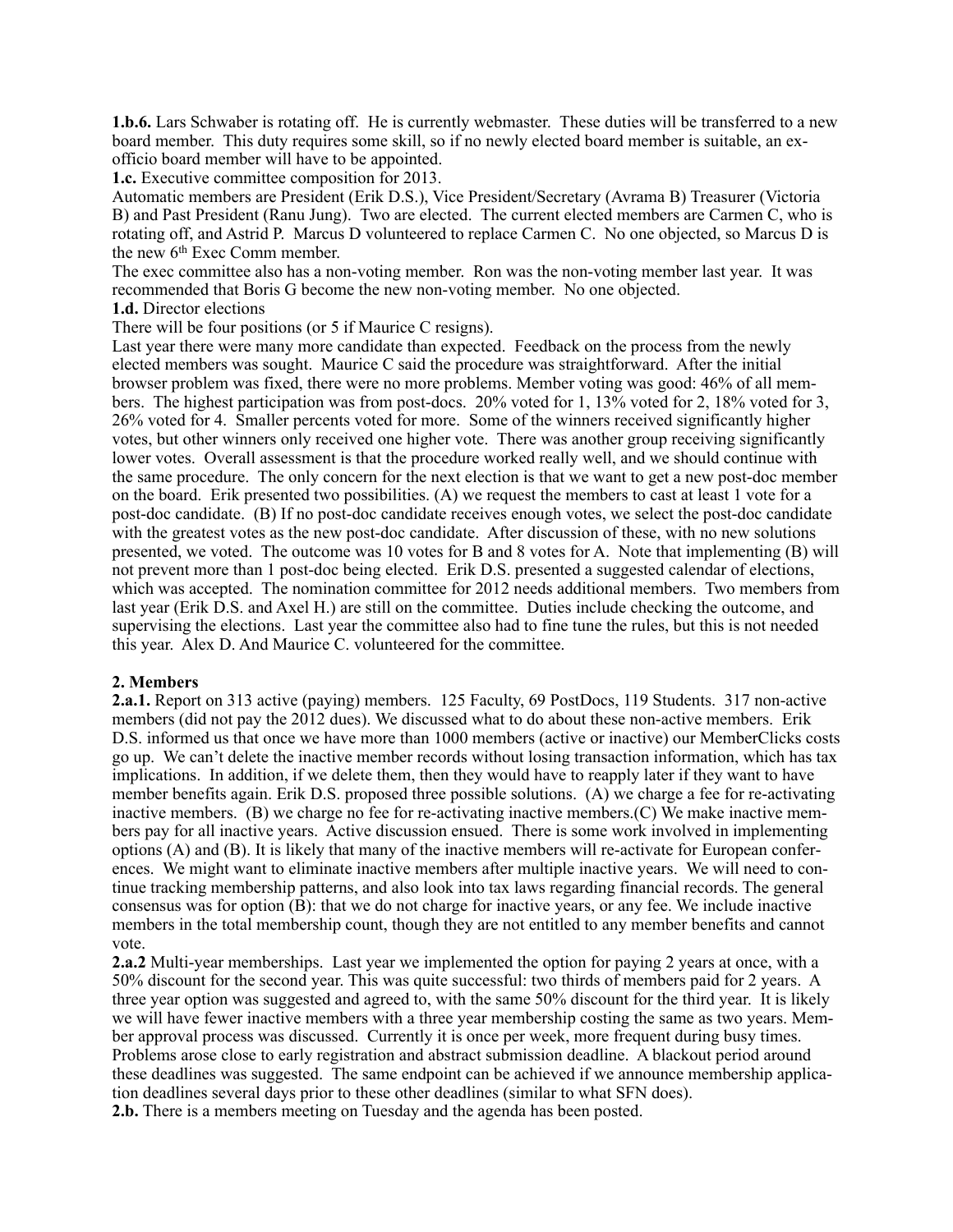**1.b.6.** Lars Schwaber is rotating off. He is currently webmaster. These duties will be transferred to a new board member. This duty requires some skill, so if no newly elected board member is suitable, an ex-officio board member will have to be appointed.

**1.c.** Executive committee composition for 2013.

Automatic members are President (Erik D.S.), Vice President/Secretary (Avrama B) Treasurer (Victoria B) and Past President (Ranu Jung). Two are elected. The current elected members are Carmen C, who is rotating off, and Astrid P. Marcus D volunteered to replace Carmen C. No one objected, so Marcus D is the new 6th Exec Comm member.

The exec committee also has a non-voting member. Ron was the non-voting member last year. It was recommended that Boris G become the new non-voting member. No one objected.

**1.d.** Director elections

There will be four positions (or 5 if Maurice C resigns).

Last year there were many more candidate than expected. Feedback on the process from the newly elected members was sought. Maurice C said the procedure was straightforward. After the initial browser problem was fixed, there were no more problems. Member voting was good: 46% of all members. The highest participation was from post-docs. 20% voted for 1, 13% voted for 2, 18% voted for 3, 26% voted for 4. Smaller percents voted for more. Some of the winners received significantly higher votes, but other winners only received one higher vote. There was another group receiving significantly lower votes. Overall assessment is that the procedure worked really well, and we should continue with the same procedure. The only concern for the next election is that we want to get a new post-doc member on the board. Erik presented two possibilities. (A) we request the members to cast at least 1 vote for a post-doc candidate. (B) If no post-doc candidate receives enough votes, we select the post-doc candidate with the greatest votes as the new post-doc candidate. After discussion of these, with no new solutions presented, we voted. The outcome was 10 votes for B and 8 votes for A. Note that implementing (B) will not prevent more than 1 post-doc being elected. Erik D.S. presented a suggested calendar of elections, which was accepted. The nomination committee for 2012 needs additional members. Two members from last year (Erik D.S. and Axel H.) are still on the committee. Duties include checking the outcome, and supervising the elections. Last year the committee also had to fine tune the rules, but this is not needed this year. Alex D. And Maurice C. volunteered for the committee.

## 2. Members

**2.a.1.** Report on 313 active (paying) members. 125 Faculty, 69 PostDocs, 119 Students. 317 non-active members (did not pay the 2012 dues). We discussed what to do about these non-active members. Erik D.S. informed us that once we have more than 1000 members (active or inactive) our MemberClicks costs go up. We can't delete the inactive member records without losing transaction information, which has tax implications. In addition, if we delete them, then they would have to reapply later if they want to have member benefits again. Erik D.S. proposed three possible solutions. (A) we charge a fee for re-activating inactive members. (B) we charge no fee for re-activating inactive members.(C) We make inactive members pay for all inactive years. Active discussion ensued. There is some work involved in implementing options (A) and (B). It is likely that many of the inactive members will re-activate for European conferences. We might want to eliminate inactive members after multiple inactive years. We will need to continue tracking membership patterns, and also look into tax laws regarding financial records. The general consensus was for option (B): that we do not charge for inactive years, or any fee. We include inactive members in the total membership count, though they are not entitled to any member benefits and cannot vote.

**2.a.2** Multi-year memberships. Last year we implemented the option for paying 2 years at once, with a 50% discount for the second year. This was quite successful: two thirds of members paid for 2 years. A three year option was suggested and agreed to, with the same 50% discount for the third year. It is likely we will have fewer inactive members with a three year membership costing the same as two years. Member approval process was discussed. Currently it is once per week, more frequent during busy times. Problems arose close to early registration and abstract submission deadline. A blackout period around these deadlines was suggested. The same endpoint can be achieved if we announce membership application deadlines several days prior to these other deadlines (similar to what SFN does).

**2.b.** There is a members meeting on Tuesday and the agenda has been posted.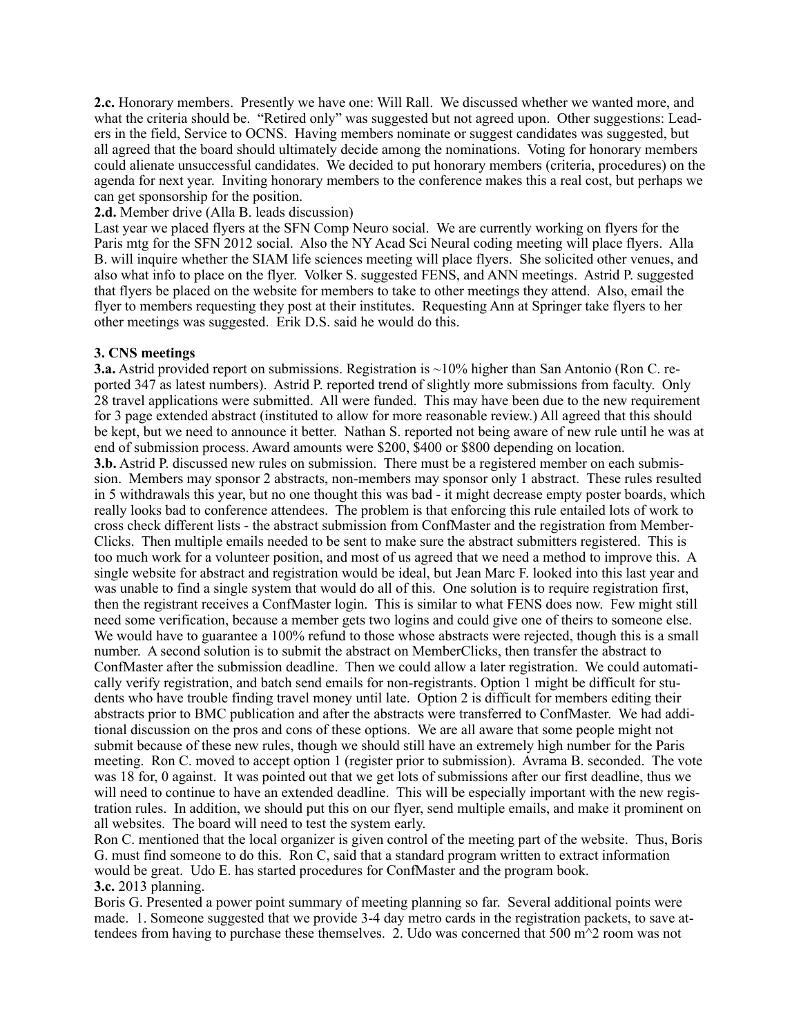**2.c.** Honorary members. Presently we have one: Will Rall. We discussed whether we wanted more, and what the criteria should be. "Retired only" was suggested but not agreed upon. Other suggestions: Leaders in the field, Service to OCNS. Having members nominate or suggest candidates was suggested, but all agreed that the board should ultimately decide among the nominations. Voting for honorary members could alienate unsuccessful candidates. We decided to put honorary members (criteria, procedures) on the agenda for next year. Inviting honorary members to the conference makes this a real cost, but perhaps we can get sponsorship for the position.

**2.d.** Member drive (Alla B. leads discussion)

Last year we placed flyers at the SFN Comp Neuro social. We are currently working on flyers for the Paris mtg for the SFN 2012 social. Also the NY Acad Sci Neural coding meeting will place flyers. Alla B. will inquire whether the SIAM life sciences meeting will place flyers. She solicited other venues, and also what info to place on the flyer. Volker S. suggested FENS, and ANN meetings. Astrid P. suggested that flyers be placed on the website for members to take to other meetings they attend. Also, email the flyer to members requesting they post at their institutes. Requesting Ann at Springer take flyers to her other meetings was suggested. Erik D.S. said he would do this.

**3. CNS meetings**

**3.a.** Astrid provided report on submissions. Registration is ~10% higher than San Antonio (Ron C. reported 347 as latest numbers). Astrid P. reported trend of slightly more submissions from faculty. Only 28 travel applications were submitted. All were funded. This may have been due to the new requirement for 3 page extended abstract (instituted to allow for more reasonable review.) All agreed that this should be kept, but we need to announce it better. Nathan S. reported not being aware of new rule until he was at end of submission process. Award amounts were $200, $400 or $800 depending on location.

**3.b.** Astrid P. discussed new rules on submission. There must be a registered member on each submission. Members may sponsor 2 abstracts, non-members may sponsor only 1 abstract. These rules resulted in 5 withdrawals this year, but no one thought this was bad - it might decrease empty poster boards, which really looks bad to conference attendees. The problem is that enforcing this rule entailed lots of work to cross check different lists - the abstract submission from ConfMaster and the registration from MemberClicks. Then multiple emails needed to be sent to make sure the abstract submitters registered. This is too much work for a volunteer position, and most of us agreed that we need a method to improve this. A single website for abstract and registration would be ideal, but Jean Marc F. looked into this last year and was unable to find a single system that would do all of this. One solution is to require registration first, then the registrant receives a ConfMaster login. This is similar to what FENS does now. Few might still need some verification, because a member gets two logins and could give one of theirs to someone else. We would have to guarantee a 100% refund to those whose abstracts were rejected, though this is a small number. A second solution is to submit the abstract on MemberClicks, then transfer the abstract to ConfMaster after the submission deadline. Then we could allow a later registration. We could automatically verify registration, and batch send emails for non-registrants. Option 1 might be difficult for students who have trouble finding travel money until late. Option 2 is difficult for members editing their abstracts prior to BMC publication and after the abstracts were transferred to ConfMaster. We had additional discussion on the pros and cons of these options. We are all aware that some people might not submit because of these new rules, though we should still have an extremely high number for the Paris meeting. Ron C. moved to accept option 1 (register prior to submission). Avrama B. seconded. The vote was 18 for, 0 against. It was pointed out that we get lots of submissions after our first deadline, thus we will need to continue to have an extended deadline. This will be especially important with the new registration rules. In addition, we should put this on our flyer, send multiple emails, and make it prominent on all websites. The board will need to test the system early.

Ron C. mentioned that the local organizer is given control of the meeting part of the website. Thus, Boris G. must find someone to do this. Ron C, said that a standard program written to extract information would be great. Udo E. has started procedures for ConfMaster and the program book.

**3.c.** 2013 planning.

Boris G. Presented a power point summary of meeting planning so far. Several additional points were made. 1. Someone suggested that we provide 3-4 day metro cards in the registration packets, to save attendees from having to purchase these themselves. 2. Udo was concerned that 500 m^2 room was not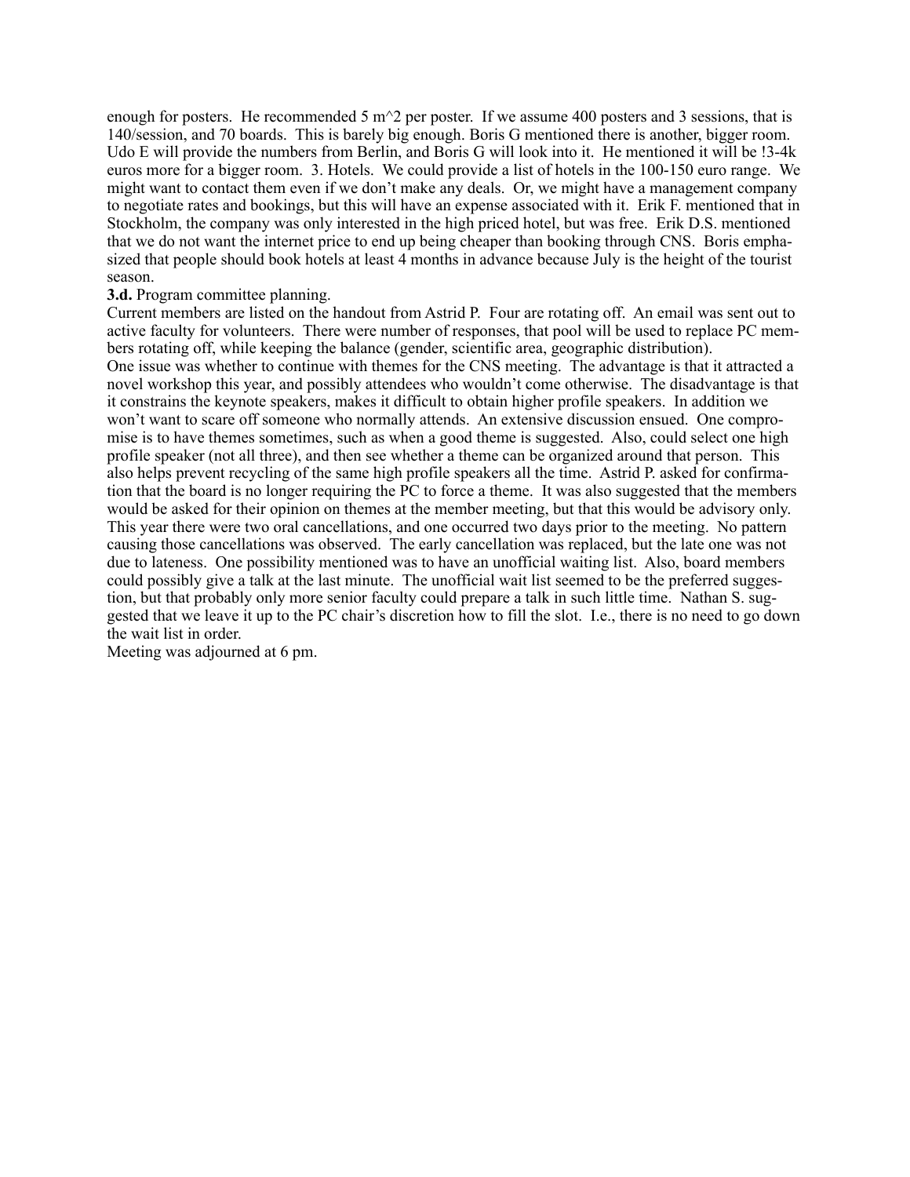enough for posters. He recommended 5 m^2 per poster. If we assume 400 posters and 3 sessions, that is 140/session, and 70 boards. This is barely big enough. Boris G mentioned there is another, bigger room. Udo E will provide the numbers from Berlin, and Boris G will look into it. He mentioned it will be !3-4k euros more for a bigger room. 3. Hotels. We could provide a list of hotels in the 100-150 euro range. We might want to contact them even if we don't make any deals. Or, we might have a management company to negotiate rates and bookings, but this will have an expense associated with it. Erik F. mentioned that in Stockholm, the company was only interested in the high priced hotel, but was free. Erik D.S. mentioned that we do not want the internet price to end up being cheaper than booking through CNS. Boris emphasized that people should book hotels at least 4 months in advance because July is the height of the tourist season.

**3.d.** Program committee planning.

Current members are listed on the handout from Astrid P. Four are rotating off. An email was sent out to active faculty for volunteers. There were number of responses, that pool will be used to replace PC members rotating off, while keeping the balance (gender, scientific area, geographic distribution).

One issue was whether to continue with themes for the CNS meeting. The advantage is that it attracted a novel workshop this year, and possibly attendees who wouldn't come otherwise. The disadvantage is that it constrains the keynote speakers, makes it difficult to obtain higher profile speakers. In addition we won't want to scare off someone who normally attends. An extensive discussion ensued. One compromise is to have themes sometimes, such as when a good theme is suggested. Also, could select one high profile speaker (not all three), and then see whether a theme can be organized around that person. This also helps prevent recycling of the same high profile speakers all the time. Astrid P. asked for confirmation that the board is no longer requiring the PC to force a theme. It was also suggested that the members would be asked for their opinion on themes at the member meeting, but that this would be advisory only.

This year there were two oral cancellations, and one occurred two days prior to the meeting. No pattern causing those cancellations was observed. The early cancellation was replaced, but the late one was not due to lateness. One possibility mentioned was to have an unofficial waiting list. Also, board members could possibly give a talk at the last minute. The unofficial wait list seemed to be the preferred suggestion, but that probably only more senior faculty could prepare a talk in such little time. Nathan S. suggested that we leave it up to the PC chair's discretion how to fill the slot. I.e., there is no need to go down the wait list in order.

Meeting was adjourned at 6 pm.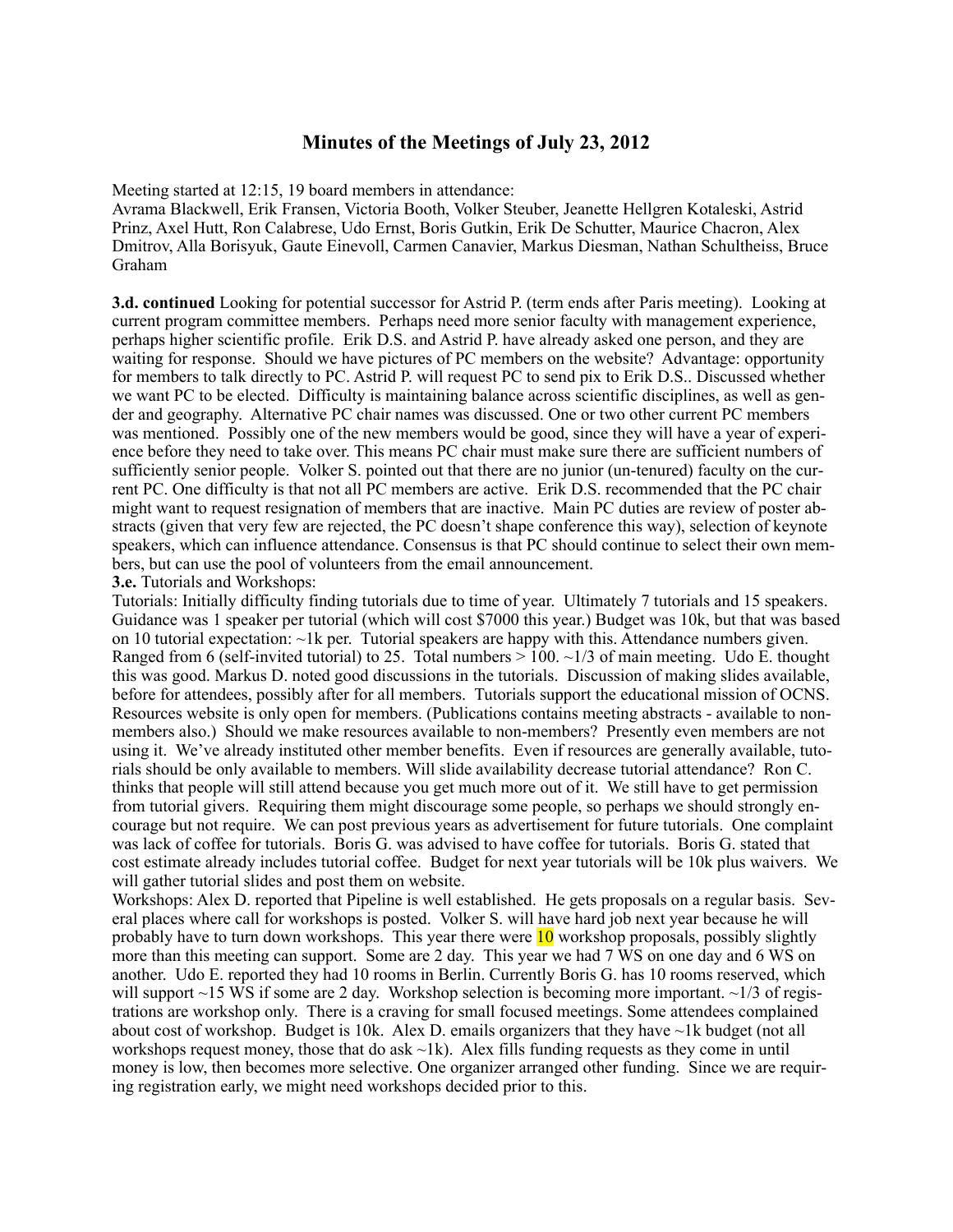## Minutes of the Meetings of July 23, 2012

Meeting started at 12:15, 19 board members in attendance:
Avrama Blackwell, Erik Fransen, Victoria Booth, Volker Steuber, Jeanette Hellgren Kotaleski, Astrid Prinz, Axel Hutt, Ron Calabrese, Udo Ernst, Boris Gutkin, Erik De Schutter, Maurice Chacron, Alex Dmitrov, Alla Borisyuk, Gaute Einevoll, Carmen Canavier, Markus Diesman, Nathan Schultheiss, Bruce Graham

**3.d. continued** Looking for potential successor for Astrid P. (term ends after Paris meeting). Looking at current program committee members. Perhaps need more senior faculty with management experience, perhaps higher scientific profile. Erik D.S. and Astrid P. have already asked one person, and they are waiting for response. Should we have pictures of PC members on the website? Advantage: opportunity for members to talk directly to PC. Astrid P. will request PC to send pix to Erik D.S.. Discussed whether we want PC to be elected. Difficulty is maintaining balance across scientific disciplines, as well as gender and geography. Alternative PC chair names was discussed. One or two other current PC members was mentioned. Possibly one of the new members would be good, since they will have a year of experience before they need to take over. This means PC chair must make sure there are sufficient numbers of sufficiently senior people. Volker S. pointed out that there are no junior (un-tenured) faculty on the current PC. One difficulty is that not all PC members are active. Erik D.S. recommended that the PC chair might want to request resignation of members that are inactive. Main PC duties are review of poster abstracts (given that very few are rejected, the PC doesn't shape conference this way), selection of keynote speakers, which can influence attendance. Consensus is that PC should continue to select their own members, but can use the pool of volunteers from the email announcement.

**3.e.** Tutorials and Workshops:

Tutorials: Initially difficulty finding tutorials due to time of year. Ultimately 7 tutorials and 15 speakers. Guidance was 1 speaker per tutorial (which will cost $7000 this year.) Budget was 10k, but that was based on 10 tutorial expectation: ~1k per. Tutorial speakers are happy with this. Attendance numbers given. Ranged from 6 (self-invited tutorial) to 25. Total numbers > 100. ~1/3 of main meeting. Udo E. thought this was good. Markus D. noted good discussions in the tutorials. Discussion of making slides available, before for attendees, possibly after for all members. Tutorials support the educational mission of OCNS. Resources website is only open for members. (Publications contains meeting abstracts - available to non-members also.) Should we make resources available to non-members? Presently even members are not using it. We've already instituted other member benefits. Even if resources are generally available, tutorials should be only available to members. Will slide availability decrease tutorial attendance? Ron C. thinks that people will still attend because you get much more out of it. We still have to get permission from tutorial givers. Requiring them might discourage some people, so perhaps we should strongly encourage but not require. We can post previous years as advertisement for future tutorials. One complaint was lack of coffee for tutorials. Boris G. was advised to have coffee for tutorials. Boris G. stated that cost estimate already includes tutorial coffee. Budget for next year tutorials will be 10k plus waivers. We will gather tutorial slides and post them on website.

Workshops: Alex D. reported that Pipeline is well established. He gets proposals on a regular basis. Several places where call for workshops is posted. Volker S. will have hard job next year because he will probably have to turn down workshops. This year there were 10 workshop proposals, possibly slightly more than this meeting can support. Some are 2 day. This year we had 7 WS on one day and 6 WS on another. Udo E. reported they had 10 rooms in Berlin. Currently Boris G. has 10 rooms reserved, which will support ~15 WS if some are 2 day. Workshop selection is becoming more important. ~1/3 of registrations are workshop only. There is a craving for small focused meetings. Some attendees complained about cost of workshop. Budget is 10k. Alex D. emails organizers that they have ~1k budget (not all workshops request money, those that do ask ~1k). Alex fills funding requests as they come in until money is low, then becomes more selective. One organizer arranged other funding. Since we are requiring registration early, we might need workshops decided prior to this.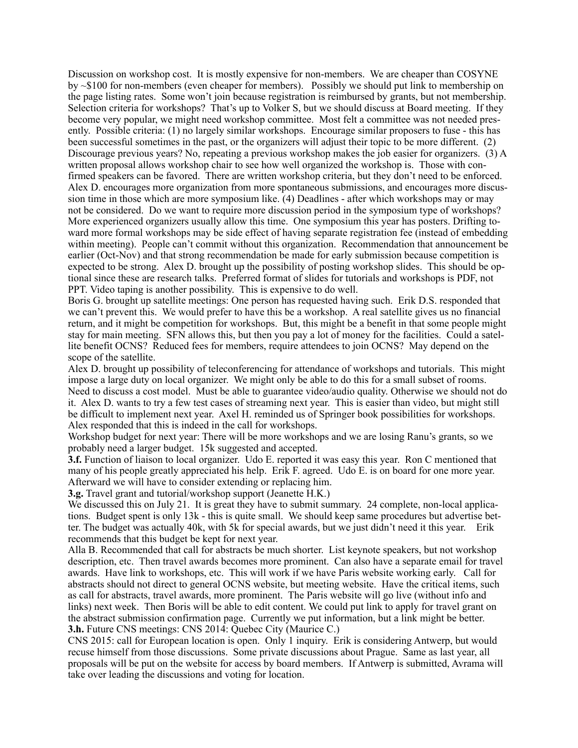Discussion on workshop cost. It is mostly expensive for non-members. We are cheaper than COSYNE by ~$100 for non-members (even cheaper for members). Possibly we should put link to membership on the page listing rates. Some won't join because registration is reimbursed by grants, but not membership. Selection criteria for workshops? That's up to Volker S, but we should discuss at Board meeting. If they become very popular, we might need workshop committee. Most felt a committee was not needed presently. Possible criteria: (1) no largely similar workshops. Encourage similar proposers to fuse - this has been successful sometimes in the past, or the organizers will adjust their topic to be more different. (2) Discourage previous years? No, repeating a previous workshop makes the job easier for organizers. (3) A written proposal allows workshop chair to see how well organized the workshop is. Those with confirmed speakers can be favored. There are written workshop criteria, but they don't need to be enforced. Alex D. encourages more organization from more spontaneous submissions, and encourages more discussion time in those which are more symposium like. (4) Deadlines - after which workshops may or may not be considered. Do we want to require more discussion period in the symposium type of workshops? More experienced organizers usually allow this time. One symposium this year has posters. Drifting toward more formal workshops may be side effect of having separate registration fee (instead of embedding within meeting). People can't commit without this organization. Recommendation that announcement be earlier (Oct-Nov) and that strong recommendation be made for early submission because competition is expected to be strong. Alex D. brought up the possibility of posting workshop slides. This should be optional since these are research talks. Preferred format of slides for tutorials and workshops is PDF, not PPT. Video taping is another possibility. This is expensive to do well.

Boris G. brought up satellite meetings: One person has requested having such. Erik D.S. responded that we can't prevent this. We would prefer to have this be a workshop. A real satellite gives us no financial return, and it might be competition for workshops. But, this might be a benefit in that some people might stay for main meeting. SFN allows this, but then you pay a lot of money for the facilities. Could a satellite benefit OCNS? Reduced fees for members, require attendees to join OCNS? May depend on the scope of the satellite.

Alex D. brought up possibility of teleconferencing for attendance of workshops and tutorials. This might impose a large duty on local organizer. We might only be able to do this for a small subset of rooms. Need to discuss a cost model. Must be able to guarantee video/audio quality. Otherwise we should not do it. Alex D. wants to try a few test cases of streaming next year. This is easier than video, but might still be difficult to implement next year. Axel H. reminded us of Springer book possibilities for workshops. Alex responded that this is indeed in the call for workshops.

Workshop budget for next year: There will be more workshops and we are losing Ranu's grants, so we probably need a larger budget. 15k suggested and accepted.

**3.f.** Function of liaison to local organizer. Udo E. reported it was easy this year. Ron C mentioned that many of his people greatly appreciated his help. Erik F. agreed. Udo E. is on board for one more year. Afterward we will have to consider extending or replacing him.

**3.g.** Travel grant and tutorial/workshop support (Jeanette H.K.)

We discussed this on July 21. It is great they have to submit summary. 24 complete, non-local applications. Budget spent is only 13k - this is quite small. We should keep same procedures but advertise better. The budget was actually 40k, with 5k for special awards, but we just didn't need it this year. Erik recommends that this budget be kept for next year.

Alla B. Recommended that call for abstracts be much shorter. List keynote speakers, but not workshop description, etc. Then travel awards becomes more prominent. Can also have a separate email for travel awards. Have link to workshops, etc. This will work if we have Paris website working early. Call for abstracts should not direct to general OCNS website, but meeting website. Have the critical items, such as call for abstracts, travel awards, more prominent. The Paris website will go live (without info and links) next week. Then Boris will be able to edit content. We could put link to apply for travel grant on the abstract submission confirmation page. Currently we put information, but a link might be better.

**3.h.** Future CNS meetings: CNS 2014: Quebec City (Maurice C.)

CNS 2015: call for European location is open. Only 1 inquiry. Erik is considering Antwerp, but would recuse himself from those discussions. Some private discussions about Prague. Same as last year, all proposals will be put on the website for access by board members. If Antwerp is submitted, Avrama will take over leading the discussions and voting for location.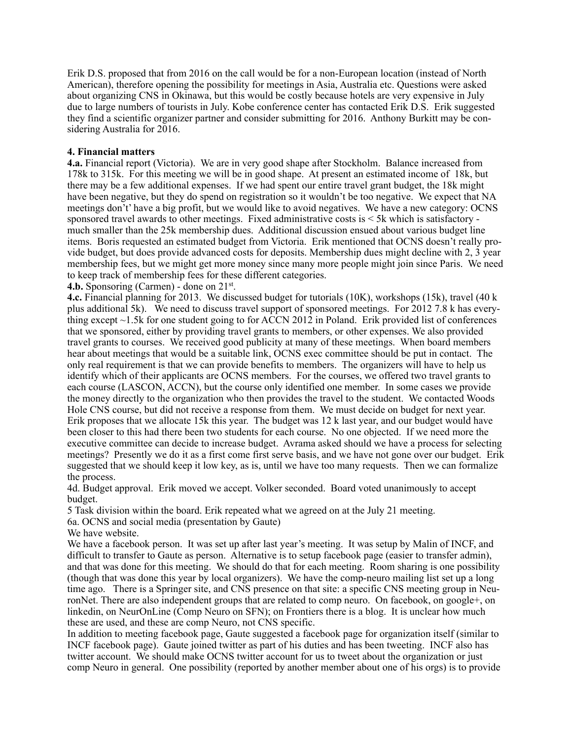Erik D.S. proposed that from 2016 on the call would be for a non-European location (instead of North American), therefore opening the possibility for meetings in Asia, Australia etc. Questions were asked about organizing CNS in Okinawa, but this would be costly because hotels are very expensive in July due to large numbers of tourists in July. Kobe conference center has contacted Erik D.S. Erik suggested they find a scientific organizer partner and consider submitting for 2016. Anthony Burkitt may be considering Australia for 2016.

**4. Financial matters**

**4.a.** Financial report (Victoria). We are in very good shape after Stockholm. Balance increased from 178k to 315k. For this meeting we will be in good shape. At present an estimated income of 18k, but there may be a few additional expenses. If we had spent our entire travel grant budget, the 18k might have been negative, but they do spend on registration so it wouldn't be too negative. We expect that NA meetings don't' have a big profit, but we would like to avoid negatives. We have a new category: OCNS sponsored travel awards to other meetings. Fixed administrative costs is < 5k which is satisfactory - much smaller than the 25k membership dues. Additional discussion ensued about various budget line items. Boris requested an estimated budget from Victoria. Erik mentioned that OCNS doesn't really provide budget, but does provide advanced costs for deposits. Membership dues might decline with 2, 3 year membership fees, but we might get more money since many more people might join since Paris. We need to keep track of membership fees for these different categories.

**4.b.** Sponsoring (Carmen) - done on 21st.

**4.c.** Financial planning for 2013. We discussed budget for tutorials (10K), workshops (15k), travel (40 k plus additional 5k). We need to discuss travel support of sponsored meetings. For 2012 7.8 k has everything except ~1.5k for one student going to for ACCN 2012 in Poland. Erik provided list of conferences that we sponsored, either by providing travel grants to members, or other expenses. We also provided travel grants to courses. We received good publicity at many of these meetings. When board members hear about meetings that would be a suitable link, OCNS exec committee should be put in contact. The only real requirement is that we can provide benefits to members. The organizers will have to help us identify which of their applicants are OCNS members. For the courses, we offered two travel grants to each course (LASCON, ACCN), but the course only identified one member. In some cases we provide the money directly to the organization who then provides the travel to the student. We contacted Woods Hole CNS course, but did not receive a response from them. We must decide on budget for next year. Erik proposes that we allocate 15k this year. The budget was 12 k last year, and our budget would have been closer to this had there been two students for each course. No one objected. If we need more the executive committee can decide to increase budget. Avrama asked should we have a process for selecting meetings? Presently we do it as a first come first serve basis, and we have not gone over our budget. Erik suggested that we should keep it low key, as is, until we have too many requests. Then we can formalize the process.

4d. Budget approval. Erik moved we accept. Volker seconded. Board voted unanimously to accept budget.

5 Task division within the board. Erik repeated what we agreed on at the July 21 meeting.

6a. OCNS and social media (presentation by Gaute)

We have website.

We have a facebook person. It was set up after last year's meeting. It was setup by Malin of INCF, and difficult to transfer to Gaute as person. Alternative is to setup facebook page (easier to transfer admin), and that was done for this meeting. We should do that for each meeting. Room sharing is one possibility (though that was done this year by local organizers). We have the comp-neuro mailing list set up a long time ago. There is a Springer site, and CNS presence on that site: a specific CNS meeting group in NeuronNet. There are also independent groups that are related to comp neuro. On facebook, on google+, on linkedin, on NeurOnLine (Comp Neuro on SFN); on Frontiers there is a blog. It is unclear how much these are used, and these are comp Neuro, not CNS specific.

In addition to meeting facebook page, Gaute suggested a facebook page for organization itself (similar to INCF facebook page). Gaute joined twitter as part of his duties and has been tweeting. INCF also has twitter account. We should make OCNS twitter account for us to tweet about the organization or just comp Neuro in general. One possibility (reported by another member about one of his orgs) is to provide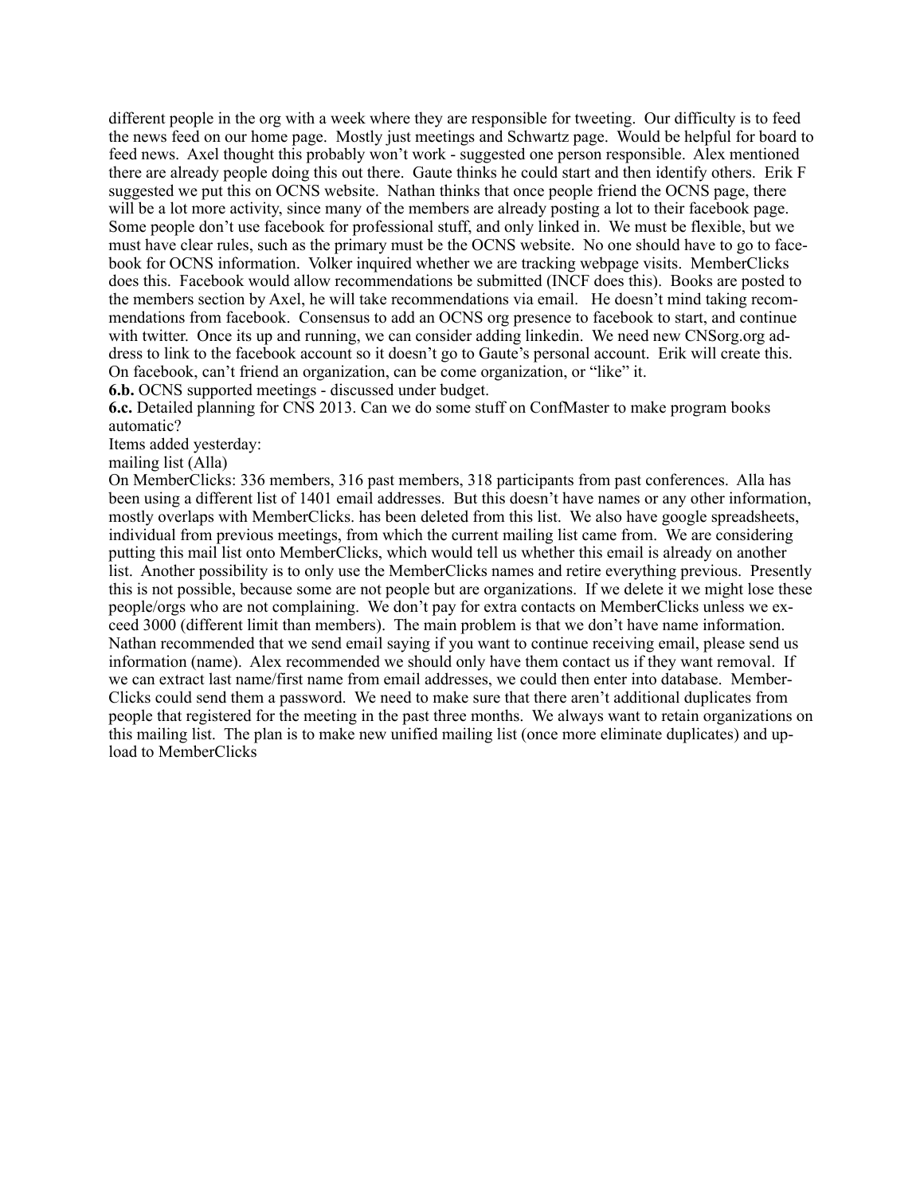different people in the org with a week where they are responsible for tweeting. Our difficulty is to feed the news feed on our home page. Mostly just meetings and Schwartz page. Would be helpful for board to feed news. Axel thought this probably won't work - suggested one person responsible. Alex mentioned there are already people doing this out there. Gaute thinks he could start and then identify others. Erik F suggested we put this on OCNS website. Nathan thinks that once people friend the OCNS page, there will be a lot more activity, since many of the members are already posting a lot to their facebook page. Some people don't use facebook for professional stuff, and only linked in. We must be flexible, but we must have clear rules, such as the primary must be the OCNS website. No one should have to go to facebook for OCNS information. Volker inquired whether we are tracking webpage visits. MemberClicks does this. Facebook would allow recommendations be submitted (INCF does this). Books are posted to the members section by Axel, he will take recommendations via email. He doesn't mind taking recommendations from facebook. Consensus to add an OCNS org presence to facebook to start, and continue with twitter. Once its up and running, we can consider adding linkedin. We need new CNSorg.org address to link to the facebook account so it doesn't go to Gaute's personal account. Erik will create this. On facebook, can't friend an organization, can be come organization, or "like" it.

**6.b.** OCNS supported meetings - discussed under budget.

**6.c.** Detailed planning for CNS 2013. Can we do some stuff on ConfMaster to make program books automatic?

Items added yesterday:

mailing list (Alla)

On MemberClicks: 336 members, 316 past members, 318 participants from past conferences. Alla has been using a different list of 1401 email addresses. But this doesn't have names or any other information, mostly overlaps with MemberClicks. has been deleted from this list. We also have google spreadsheets, individual from previous meetings, from which the current mailing list came from. We are considering putting this mail list onto MemberClicks, which would tell us whether this email is already on another list. Another possibility is to only use the MemberClicks names and retire everything previous. Presently this is not possible, because some are not people but are organizations. If we delete it we might lose these people/orgs who are not complaining. We don't pay for extra contacts on MemberClicks unless we exceed 3000 (different limit than members). The main problem is that we don't have name information. Nathan recommended that we send email saying if you want to continue receiving email, please send us information (name). Alex recommended we should only have them contact us if they want removal. If we can extract last name/first name from email addresses, we could then enter into database. MemberClicks could send them a password. We need to make sure that there aren't additional duplicates from people that registered for the meeting in the past three months. We always want to retain organizations on this mailing list. The plan is to make new unified mailing list (once more eliminate duplicates) and upload to MemberClicks